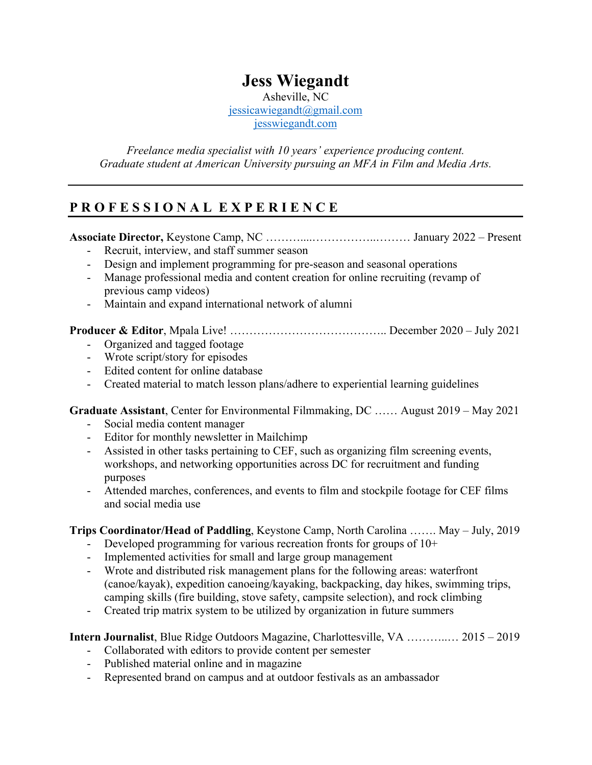# Jess Wiegandt

Asheville, NC
jessicawiegandt@gmail.com
jesswiegandt.com

*Freelance media specialist with 10 years' experience producing content.*
*Graduate student at American University pursuing an MFA in Film and Media Arts.*

---

## PROFESSIONAL EXPERIENCE

**Associate Director,** Keystone Camp, NC ………....……………..……… January 2022 – Present

- Recruit, interview, and staff summer season
- Design and implement programming for pre-season and seasonal operations
- Manage professional media and content creation for online recruiting (revamp of previous camp videos)
- Maintain and expand international network of alumni

**Producer & Editor**, Mpala Live! ………………………………….. December 2020 – July 2021

- Organized and tagged footage
- Wrote script/story for episodes
- Edited content for online database
- Created material to match lesson plans/adhere to experiential learning guidelines

**Graduate Assistant**, Center for Environmental Filmmaking, DC …… August 2019 – May 2021

- Social media content manager
- Editor for monthly newsletter in Mailchimp
- Assisted in other tasks pertaining to CEF, such as organizing film screening events, workshops, and networking opportunities across DC for recruitment and funding purposes
- Attended marches, conferences, and events to film and stockpile footage for CEF films and social media use

**Trips Coordinator/Head of Paddling**, Keystone Camp, North Carolina ……. May – July, 2019

- Developed programming for various recreation fronts for groups of 10+
- Implemented activities for small and large group management
- Wrote and distributed risk management plans for the following areas: waterfront (canoe/kayak), expedition canoeing/kayaking, backpacking, day hikes, swimming trips, camping skills (fire building, stove safety, campsite selection), and rock climbing
- Created trip matrix system to be utilized by organization in future summers

**Intern Journalist**, Blue Ridge Outdoors Magazine, Charlottesville, VA ………..… 2015 – 2019

- Collaborated with editors to provide content per semester
- Published material online and in magazine
- Represented brand on campus and at outdoor festivals as an ambassador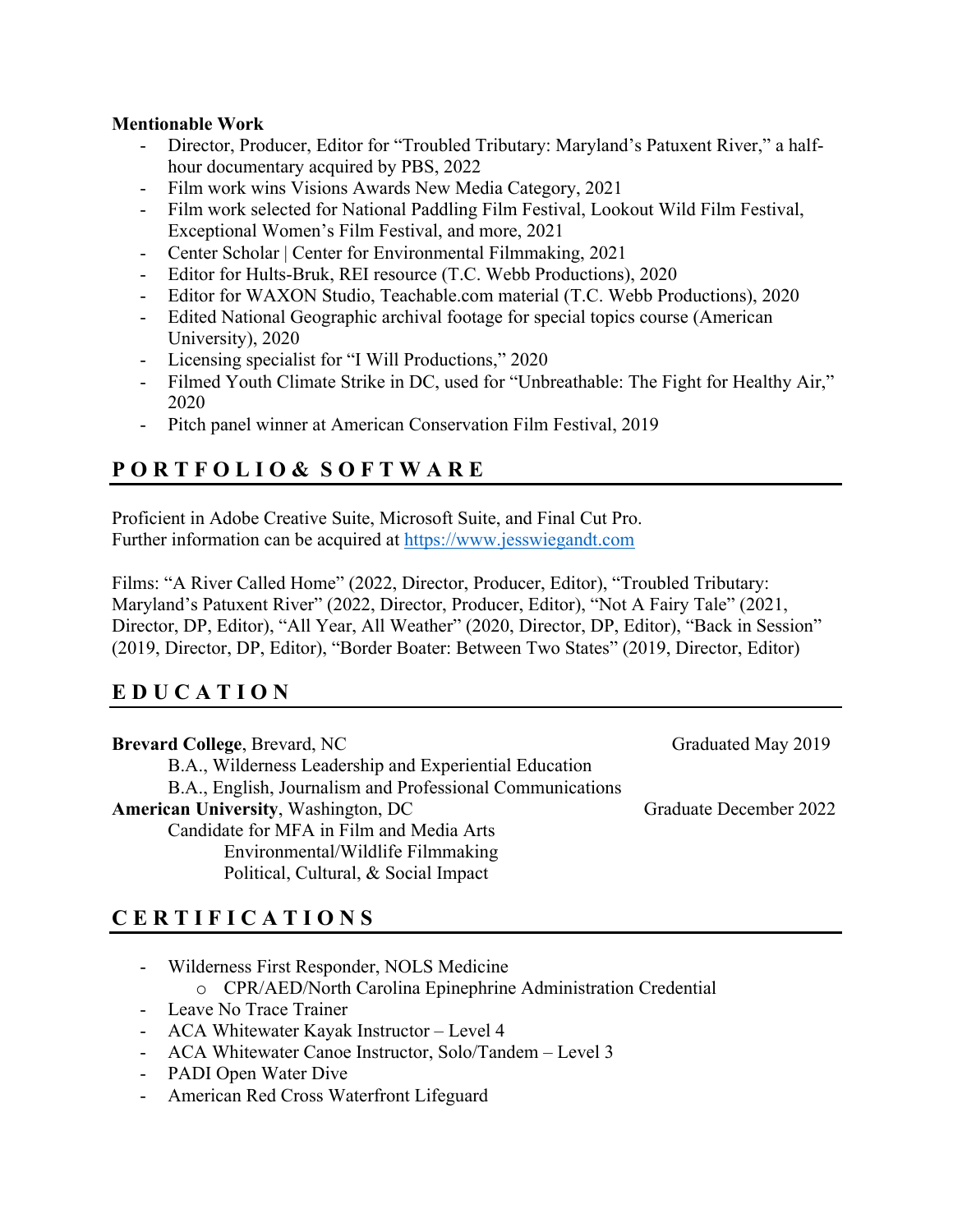**Mentionable Work**

- Director, Producer, Editor for "Troubled Tributary: Maryland's Patuxent River," a half-hour documentary acquired by PBS, 2022
- Film work wins Visions Awards New Media Category, 2021
- Film work selected for National Paddling Film Festival, Lookout Wild Film Festival, Exceptional Women's Film Festival, and more, 2021
- Center Scholar | Center for Environmental Filmmaking, 2021
- Editor for Hults-Bruk, REI resource (T.C. Webb Productions), 2020
- Editor for WAXON Studio, Teachable.com material (T.C. Webb Productions), 2020
- Edited National Geographic archival footage for special topics course (American University), 2020
- Licensing specialist for "I Will Productions," 2020
- Filmed Youth Climate Strike in DC, used for "Unbreathable: The Fight for Healthy Air," 2020
- Pitch panel winner at American Conservation Film Festival, 2019

## PORTFOLIO & SOFTWARE

Proficient in Adobe Creative Suite, Microsoft Suite, and Final Cut Pro.
Further information can be acquired at https://www.jesswiegandt.com

Films: "A River Called Home" (2022, Director, Producer, Editor), "Troubled Tributary: Maryland's Patuxent River" (2022, Director, Producer, Editor), "Not A Fairy Tale" (2021, Director, DP, Editor), "All Year, All Weather" (2020, Director, DP, Editor), "Back in Session" (2019, Director, DP, Editor), "Border Boater: Between Two States" (2019, Director, Editor)

## EDUCATION

**Brevard College**, Brevard, NC — Graduated May 2019

- B.A., Wilderness Leadership and Experiential Education
- B.A., English, Journalism and Professional Communications

**American University**, Washington, DC — Graduate December 2022

- Candidate for MFA in Film and Media Arts
  - Environmental/Wildlife Filmmaking
  - Political, Cultural, & Social Impact

## CERTIFICATIONS

- Wilderness First Responder, NOLS Medicine
  - CPR/AED/North Carolina Epinephrine Administration Credential
- Leave No Trace Trainer
- ACA Whitewater Kayak Instructor – Level 4
- ACA Whitewater Canoe Instructor, Solo/Tandem – Level 3
- PADI Open Water Dive
- American Red Cross Waterfront Lifeguard